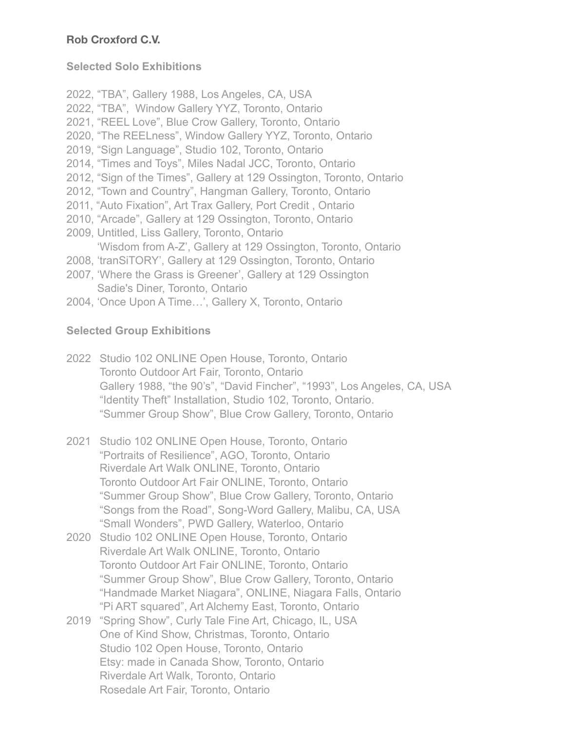**Rob Croxford C.V.**

## Selected Solo Exhibitions

2022, “TBA”, Gallery 1988, Los Angeles, CA, USA
2022, “TBA”, Window Gallery YYZ, Toronto, Ontario
2021, “REEL Love”, Blue Crow Gallery, Toronto, Ontario
2020, “The REELness”, Window Gallery YYZ, Toronto, Ontario
2019, “Sign Language”, Studio 102, Toronto, Ontario
2014, “Times and Toys”, Miles Nadal JCC, Toronto, Ontario
2012, “Sign of the Times”, Gallery at 129 Ossington, Toronto, Ontario
2012, “Town and Country”, Hangman Gallery, Toronto, Ontario
2011, “Auto Fixation”, Art Trax Gallery, Port Credit , Ontario
2010, “Arcade”, Gallery at 129 Ossington, Toronto, Ontario
2009, Untitled, Liss Gallery, Toronto, Ontario
‘Wisdom from A-Z’, Gallery at 129 Ossington, Toronto, Ontario
2008, ‘tranSiTORY’, Gallery at 129 Ossington, Toronto, Ontario
2007, ‘Where the Grass is Greener’, Gallery at 129 Ossington
Sadie's Diner, Toronto, Ontario
2004, ‘Once Upon A Time…’, Gallery X, Toronto, Ontario

## Selected Group Exhibitions

2022 Studio 102 ONLINE Open House, Toronto, Ontario
Toronto Outdoor Art Fair, Toronto, Ontario
Gallery 1988, “the 90’s”, “David Fincher”, “1993”, Los Angeles, CA, USA
“Identity Theft” Installation, Studio 102, Toronto, Ontario.
“Summer Group Show”, Blue Crow Gallery, Toronto, Ontario

2021 Studio 102 ONLINE Open House, Toronto, Ontario
“Portraits of Resilience”, AGO, Toronto, Ontario
Riverdale Art Walk ONLINE, Toronto, Ontario
Toronto Outdoor Art Fair ONLINE, Toronto, Ontario
“Summer Group Show”, Blue Crow Gallery, Toronto, Ontario
“Songs from the Road”, Song-Word Gallery, Malibu, CA, USA
“Small Wonders”, PWD Gallery, Waterloo, Ontario

2020 Studio 102 ONLINE Open House, Toronto, Ontario
Riverdale Art Walk ONLINE, Toronto, Ontario
Toronto Outdoor Art Fair ONLINE, Toronto, Ontario
“Summer Group Show”, Blue Crow Gallery, Toronto, Ontario
“Handmade Market Niagara”, ONLINE, Niagara Falls, Ontario
“Pi ART squared”, Art Alchemy East, Toronto, Ontario

2019 “Spring Show”, Curly Tale Fine Art, Chicago, IL, USA
One of Kind Show, Christmas, Toronto, Ontario
Studio 102 Open House, Toronto, Ontario
Etsy: made in Canada Show, Toronto, Ontario
Riverdale Art Walk, Toronto, Ontario
Rosedale Art Fair, Toronto, Ontario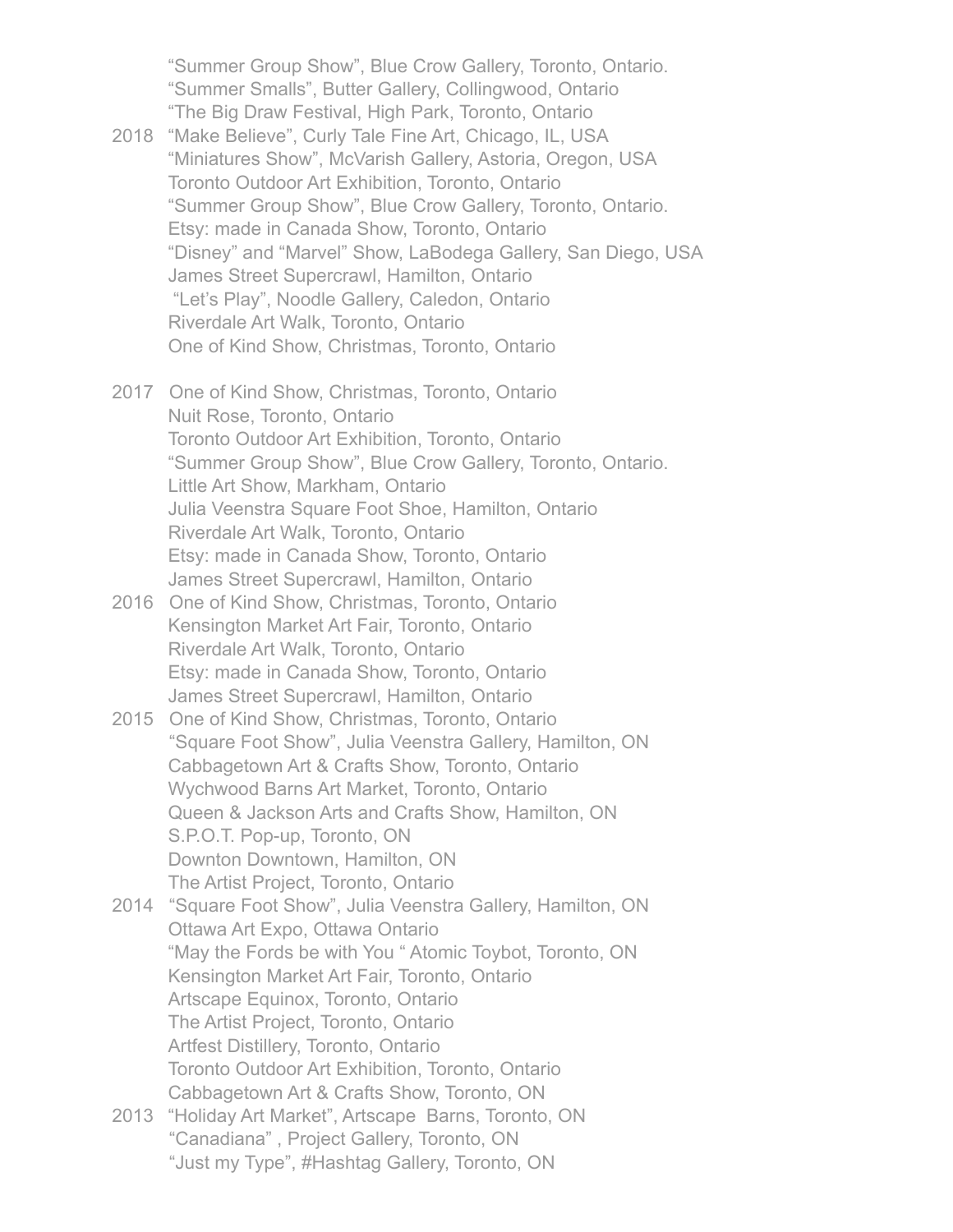"Summer Group Show", Blue Crow Gallery, Toronto, Ontario.
"Summer Smalls", Butter Gallery, Collingwood, Ontario
"The Big Draw Festival, High Park, Toronto, Ontario

2018 "Make Believe", Curly Tale Fine Art, Chicago, IL, USA
"Miniatures Show", McVarish Gallery, Astoria, Oregon, USA
Toronto Outdoor Art Exhibition, Toronto, Ontario
"Summer Group Show", Blue Crow Gallery, Toronto, Ontario.
Etsy: made in Canada Show, Toronto, Ontario
"Disney" and "Marvel" Show, LaBodega Gallery, San Diego, USA
James Street Supercrawl, Hamilton, Ontario
"Let's Play", Noodle Gallery, Caledon, Ontario
Riverdale Art Walk, Toronto, Ontario
One of Kind Show, Christmas, Toronto, Ontario

2017 One of Kind Show, Christmas, Toronto, Ontario
Nuit Rose, Toronto, Ontario
Toronto Outdoor Art Exhibition, Toronto, Ontario
"Summer Group Show", Blue Crow Gallery, Toronto, Ontario.
Little Art Show, Markham, Ontario
Julia Veenstra Square Foot Shoe, Hamilton, Ontario
Riverdale Art Walk, Toronto, Ontario
Etsy: made in Canada Show, Toronto, Ontario
James Street Supercrawl, Hamilton, Ontario

2016 One of Kind Show, Christmas, Toronto, Ontario
Kensington Market Art Fair, Toronto, Ontario
Riverdale Art Walk, Toronto, Ontario
Etsy: made in Canada Show, Toronto, Ontario
James Street Supercrawl, Hamilton, Ontario

2015 One of Kind Show, Christmas, Toronto, Ontario
"Square Foot Show", Julia Veenstra Gallery, Hamilton, ON
Cabbagetown Art & Crafts Show, Toronto, Ontario
Wychwood Barns Art Market, Toronto, Ontario
Queen & Jackson Arts and Crafts Show, Hamilton, ON
S.P.O.T. Pop-up, Toronto, ON
Downton Downtown, Hamilton, ON
The Artist Project, Toronto, Ontario

2014 "Square Foot Show", Julia Veenstra Gallery, Hamilton, ON
Ottawa Art Expo, Ottawa Ontario
"May the Fords be with You " Atomic Toybot, Toronto, ON
Kensington Market Art Fair, Toronto, Ontario
Artscape Equinox, Toronto, Ontario
The Artist Project, Toronto, Ontario
Artfest Distillery, Toronto, Ontario
Toronto Outdoor Art Exhibition, Toronto, Ontario
Cabbagetown Art & Crafts Show, Toronto, ON

2013 "Holiday Art Market", Artscape Barns, Toronto, ON
"Canadiana" , Project Gallery, Toronto, ON
"Just my Type", #Hashtag Gallery, Toronto, ON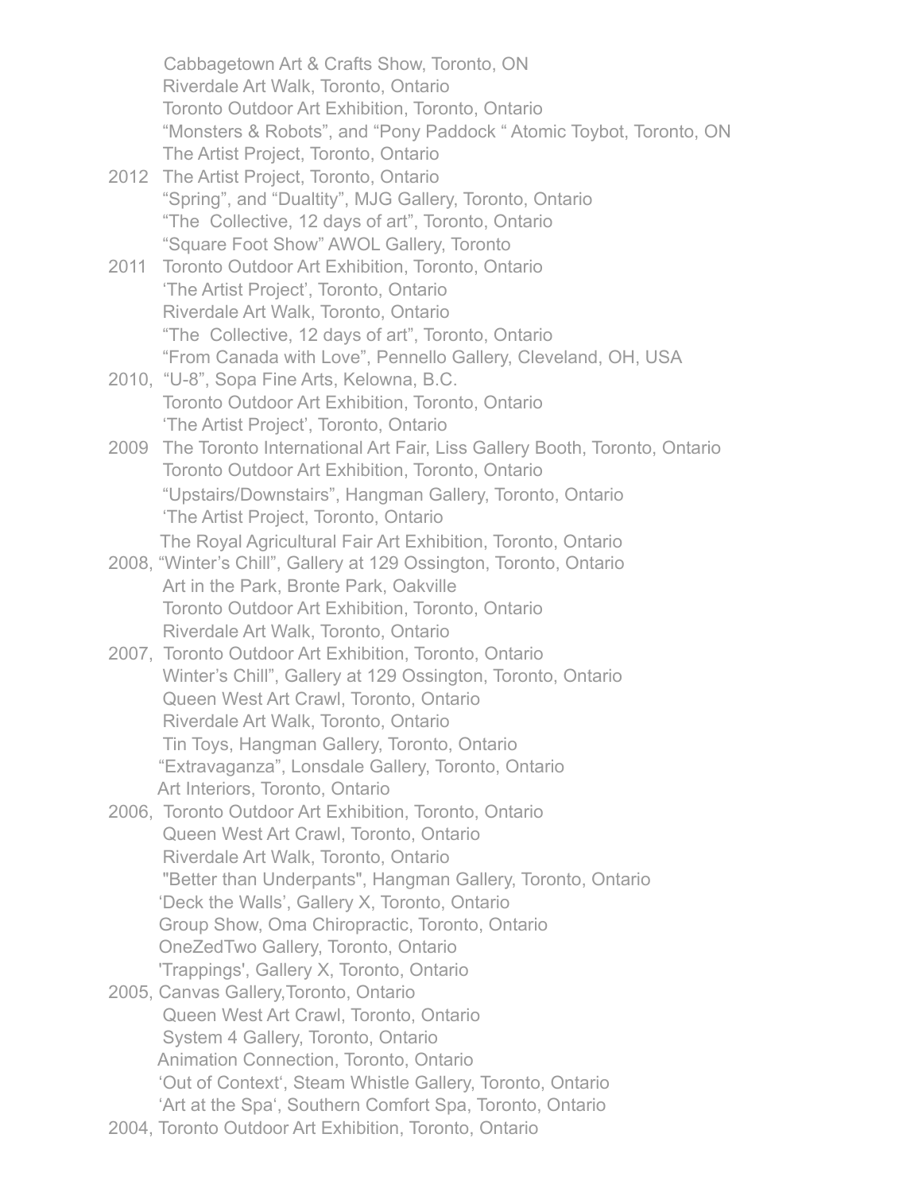Cabbagetown Art & Crafts Show, Toronto, ON
Riverdale Art Walk, Toronto, Ontario
Toronto Outdoor Art Exhibition, Toronto, Ontario
"Monsters & Robots", and "Pony Paddock " Atomic Toybot, Toronto, ON
The Artist Project, Toronto, Ontario

2012 The Artist Project, Toronto, Ontario
"Spring", and "Dualtity", MJG Gallery, Toronto, Ontario
"The Collective, 12 days of art", Toronto, Ontario
"Square Foot Show" AWOL Gallery, Toronto

2011 Toronto Outdoor Art Exhibition, Toronto, Ontario
'The Artist Project', Toronto, Ontario
Riverdale Art Walk, Toronto, Ontario
"The Collective, 12 days of art", Toronto, Ontario
"From Canada with Love", Pennello Gallery, Cleveland, OH, USA

2010, "U-8", Sopa Fine Arts, Kelowna, B.C.
Toronto Outdoor Art Exhibition, Toronto, Ontario
'The Artist Project', Toronto, Ontario

2009 The Toronto International Art Fair, Liss Gallery Booth, Toronto, Ontario
Toronto Outdoor Art Exhibition, Toronto, Ontario
"Upstairs/Downstairs", Hangman Gallery, Toronto, Ontario
'The Artist Project, Toronto, Ontario
The Royal Agricultural Fair Art Exhibition, Toronto, Ontario

2008, "Winter's Chill", Gallery at 129 Ossington, Toronto, Ontario
Art in the Park, Bronte Park, Oakville
Toronto Outdoor Art Exhibition, Toronto, Ontario
Riverdale Art Walk, Toronto, Ontario

2007, Toronto Outdoor Art Exhibition, Toronto, Ontario
Winter's Chill", Gallery at 129 Ossington, Toronto, Ontario
Queen West Art Crawl, Toronto, Ontario
Riverdale Art Walk, Toronto, Ontario
Tin Toys, Hangman Gallery, Toronto, Ontario
"Extravaganza", Lonsdale Gallery, Toronto, Ontario
Art Interiors, Toronto, Ontario

2006, Toronto Outdoor Art Exhibition, Toronto, Ontario
Queen West Art Crawl, Toronto, Ontario
Riverdale Art Walk, Toronto, Ontario
"Better than Underpants", Hangman Gallery, Toronto, Ontario
'Deck the Walls', Gallery X, Toronto, Ontario
Group Show, Oma Chiropractic, Toronto, Ontario
OneZedTwo Gallery, Toronto, Ontario
'Trappings', Gallery X, Toronto, Ontario

2005, Canvas Gallery,Toronto, Ontario
Queen West Art Crawl, Toronto, Ontario
System 4 Gallery, Toronto, Ontario
Animation Connection, Toronto, Ontario
'Out of Context', Steam Whistle Gallery, Toronto, Ontario
'Art at the Spa', Southern Comfort Spa, Toronto, Ontario

2004, Toronto Outdoor Art Exhibition, Toronto, Ontario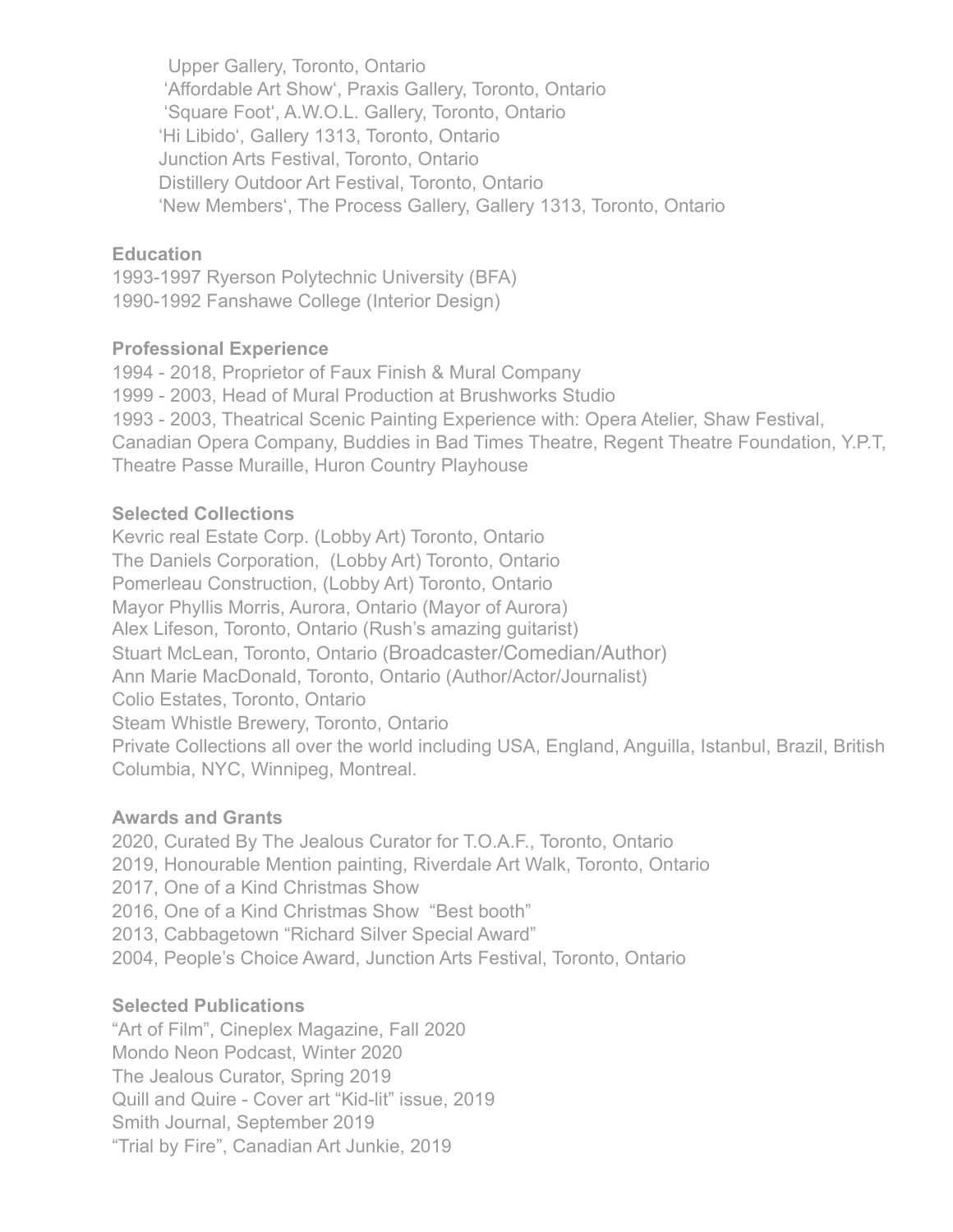Upper Gallery, Toronto, Ontario
'Affordable Art Show', Praxis Gallery, Toronto, Ontario
'Square Foot', A.W.O.L. Gallery, Toronto, Ontario
'Hi Libido', Gallery 1313, Toronto, Ontario
Junction Arts Festival, Toronto, Ontario
Distillery Outdoor Art Festival, Toronto, Ontario
'New Members', The Process Gallery, Gallery 1313, Toronto, Ontario

**Education**

1993-1997 Ryerson Polytechnic University (BFA)
1990-1992 Fanshawe College (Interior Design)

**Professional Experience**

1994 - 2018, Proprietor of Faux Finish & Mural Company
1999 - 2003, Head of Mural Production at Brushworks Studio
1993 - 2003, Theatrical Scenic Painting Experience with: Opera Atelier, Shaw Festival, Canadian Opera Company, Buddies in Bad Times Theatre, Regent Theatre Foundation, Y.P.T, Theatre Passe Muraille, Huron Country Playhouse

**Selected Collections**

Kevric real Estate Corp. (Lobby Art) Toronto, Ontario
The Daniels Corporation, (Lobby Art) Toronto, Ontario
Pomerleau Construction, (Lobby Art) Toronto, Ontario
Mayor Phyllis Morris, Aurora, Ontario (Mayor of Aurora)
Alex Lifeson, Toronto, Ontario (Rush's amazing guitarist)
Stuart McLean, Toronto, Ontario (Broadcaster/Comedian/Author)
Ann Marie MacDonald, Toronto, Ontario (Author/Actor/Journalist)
Colio Estates, Toronto, Ontario
Steam Whistle Brewery, Toronto, Ontario
Private Collections all over the world including USA, England, Anguilla, Istanbul, Brazil, British Columbia, NYC, Winnipeg, Montreal.

**Awards and Grants**

2020, Curated By The Jealous Curator for T.O.A.F., Toronto, Ontario
2019, Honourable Mention painting, Riverdale Art Walk, Toronto, Ontario
2017, One of a Kind Christmas Show
2016, One of a Kind Christmas Show "Best booth"
2013, Cabbagetown "Richard Silver Special Award"
2004, People's Choice Award, Junction Arts Festival, Toronto, Ontario

**Selected Publications**

"Art of Film", Cineplex Magazine, Fall 2020
Mondo Neon Podcast, Winter 2020
The Jealous Curator, Spring 2019
Quill and Quire - Cover art "Kid-lit" issue, 2019
Smith Journal, September 2019
"Trial by Fire", Canadian Art Junkie, 2019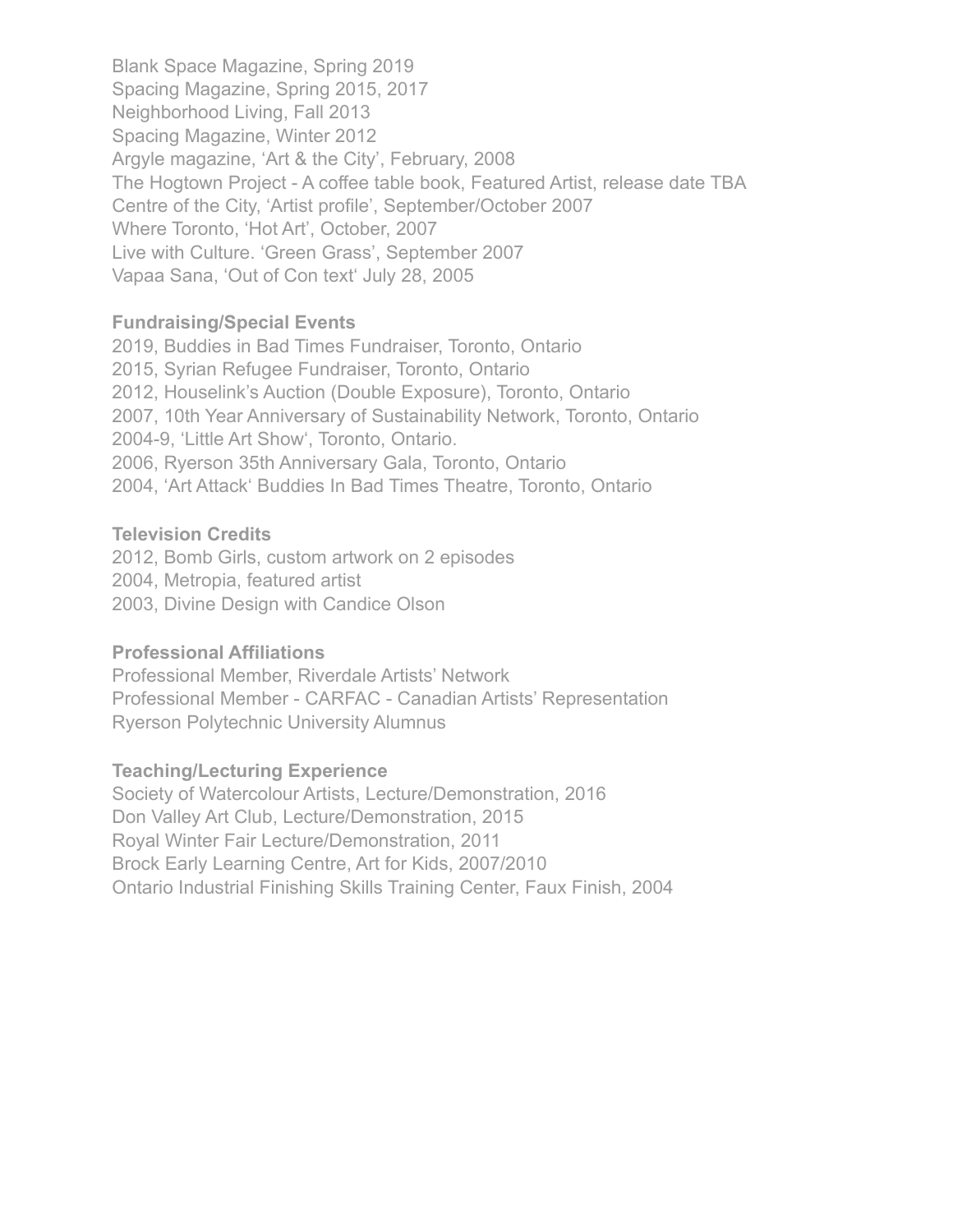Blank Space Magazine, Spring 2019
Spacing Magazine, Spring 2015, 2017
Neighborhood Living, Fall 2013
Spacing Magazine, Winter 2012
Argyle magazine, 'Art & the City', February, 2008
The Hogtown Project - A coffee table book, Featured Artist, release date TBA
Centre of the City, 'Artist profile', September/October 2007
Where Toronto, 'Hot Art', October, 2007
Live with Culture. 'Green Grass', September 2007
Vapaa Sana, 'Out of Con text' July 28, 2005

**Fundraising/Special Events**

2019, Buddies in Bad Times Fundraiser, Toronto, Ontario
2015, Syrian Refugee Fundraiser, Toronto, Ontario
2012, Houselink's Auction (Double Exposure), Toronto, Ontario
2007, 10th Year Anniversary of Sustainability Network, Toronto, Ontario
2004-9, 'Little Art Show', Toronto, Ontario.
2006, Ryerson 35th Anniversary Gala, Toronto, Ontario
2004, 'Art Attack' Buddies In Bad Times Theatre, Toronto, Ontario

**Television Credits**

2012, Bomb Girls, custom artwork on 2 episodes
2004, Metropia, featured artist
2003, Divine Design with Candice Olson

**Professional Affiliations**

Professional Member, Riverdale Artists' Network
Professional Member - CARFAC - Canadian Artists' Representation
Ryerson Polytechnic University Alumnus

**Teaching/Lecturing Experience**

Society of Watercolour Artists, Lecture/Demonstration, 2016
Don Valley Art Club, Lecture/Demonstration, 2015
Royal Winter Fair Lecture/Demonstration, 2011
Brock Early Learning Centre, Art for Kids, 2007/2010
Ontario Industrial Finishing Skills Training Center, Faux Finish, 2004